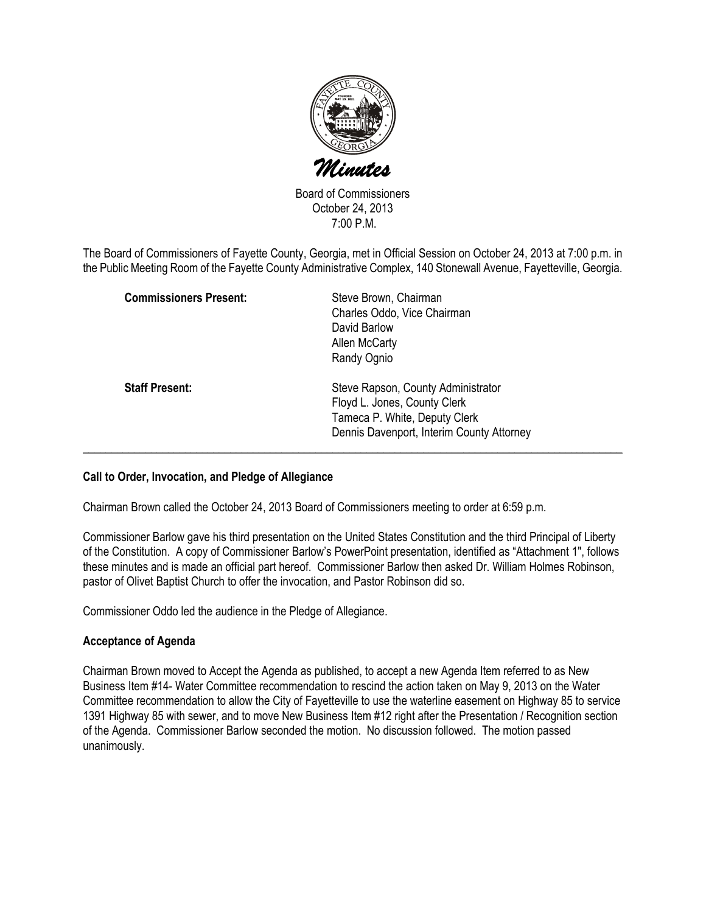# Minutes

Board of Commissioners
October 24, 2013
7:00 P.M.

The Board of Commissioners of Fayette County, Georgia, met in Official Session on October 24, 2013 at 7:00 p.m. in the Public Meeting Room of the Fayette County Administrative Complex, 140 Stonewall Avenue, Fayetteville, Georgia.

**Commissioners Present:**
Steve Brown, Chairman
Charles Oddo, Vice Chairman
David Barlow
Allen McCarty
Randy Ognio

**Staff Present:**
Steve Rapson, County Administrator
Floyd L. Jones, County Clerk
Tameca P. White, Deputy Clerk
Dennis Davenport, Interim County Attorney

---

**Call to Order, Invocation, and Pledge of Allegiance**

Chairman Brown called the October 24, 2013 Board of Commissioners meeting to order at 6:59 p.m.

Commissioner Barlow gave his third presentation on the United States Constitution and the third Principal of Liberty of the Constitution. A copy of Commissioner Barlow's PowerPoint presentation, identified as "Attachment 1", follows these minutes and is made an official part hereof. Commissioner Barlow then asked Dr. William Holmes Robinson, pastor of Olivet Baptist Church to offer the invocation, and Pastor Robinson did so.

Commissioner Oddo led the audience in the Pledge of Allegiance.

**Acceptance of Agenda**

Chairman Brown moved to Accept the Agenda as published, to accept a new Agenda Item referred to as New Business Item #14- Water Committee recommendation to rescind the action taken on May 9, 2013 on the Water Committee recommendation to allow the City of Fayetteville to use the waterline easement on Highway 85 to service 1391 Highway 85 with sewer, and to move New Business Item #12 right after the Presentation / Recognition section of the Agenda. Commissioner Barlow seconded the motion. No discussion followed. The motion passed unanimously.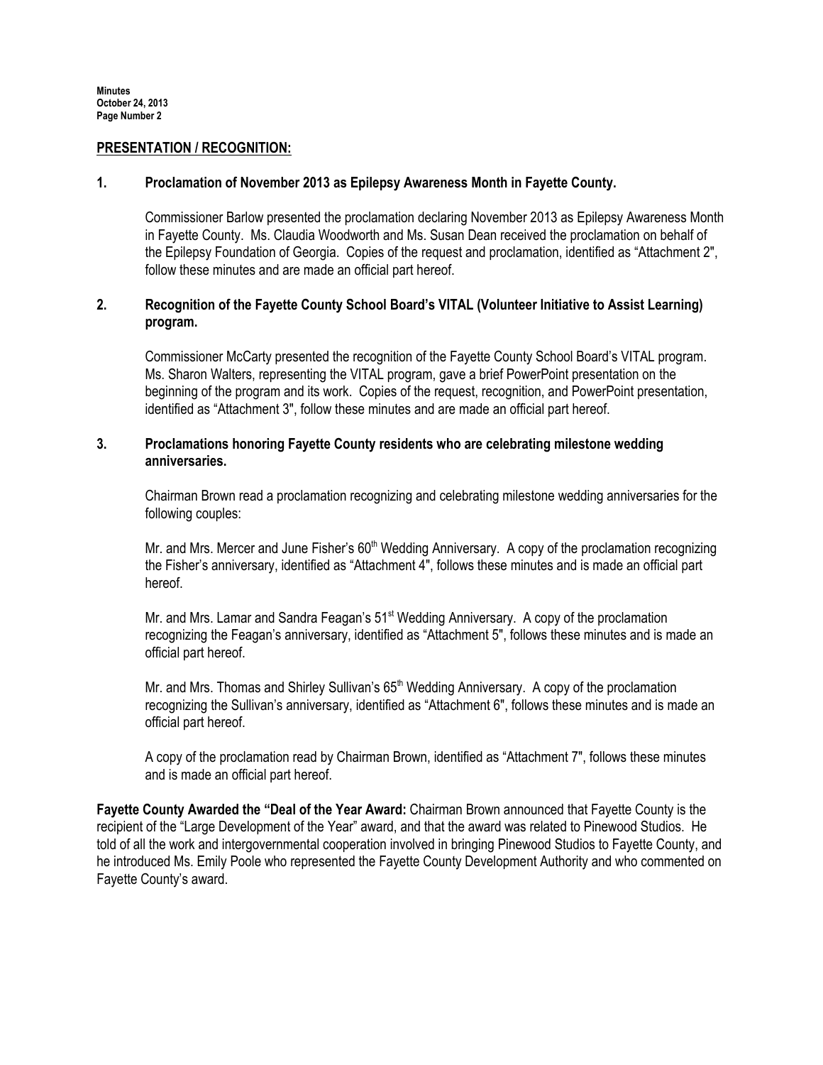## PRESENTATION / RECOGNITION:

**1. Proclamation of November 2013 as Epilepsy Awareness Month in Fayette County.**

Commissioner Barlow presented the proclamation declaring November 2013 as Epilepsy Awareness Month in Fayette County. Ms. Claudia Woodworth and Ms. Susan Dean received the proclamation on behalf of the Epilepsy Foundation of Georgia. Copies of the request and proclamation, identified as "Attachment 2", follow these minutes and are made an official part hereof.

**2. Recognition of the Fayette County School Board's VITAL (Volunteer Initiative to Assist Learning) program.**

Commissioner McCarty presented the recognition of the Fayette County School Board's VITAL program. Ms. Sharon Walters, representing the VITAL program, gave a brief PowerPoint presentation on the beginning of the program and its work. Copies of the request, recognition, and PowerPoint presentation, identified as "Attachment 3", follow these minutes and are made an official part hereof.

**3. Proclamations honoring Fayette County residents who are celebrating milestone wedding anniversaries.**

Chairman Brown read a proclamation recognizing and celebrating milestone wedding anniversaries for the following couples:

Mr. and Mrs. Mercer and June Fisher's 60th Wedding Anniversary. A copy of the proclamation recognizing the Fisher's anniversary, identified as "Attachment 4", follows these minutes and is made an official part hereof.

Mr. and Mrs. Lamar and Sandra Feagan's 51st Wedding Anniversary. A copy of the proclamation recognizing the Feagan's anniversary, identified as "Attachment 5", follows these minutes and is made an official part hereof.

Mr. and Mrs. Thomas and Shirley Sullivan's 65th Wedding Anniversary. A copy of the proclamation recognizing the Sullivan's anniversary, identified as "Attachment 6", follows these minutes and is made an official part hereof.

A copy of the proclamation read by Chairman Brown, identified as "Attachment 7", follows these minutes and is made an official part hereof.

**Fayette County Awarded the "Deal of the Year Award:** Chairman Brown announced that Fayette County is the recipient of the "Large Development of the Year" award, and that the award was related to Pinewood Studios. He told of all the work and intergovernmental cooperation involved in bringing Pinewood Studios to Fayette County, and he introduced Ms. Emily Poole who represented the Fayette County Development Authority and who commented on Fayette County's award.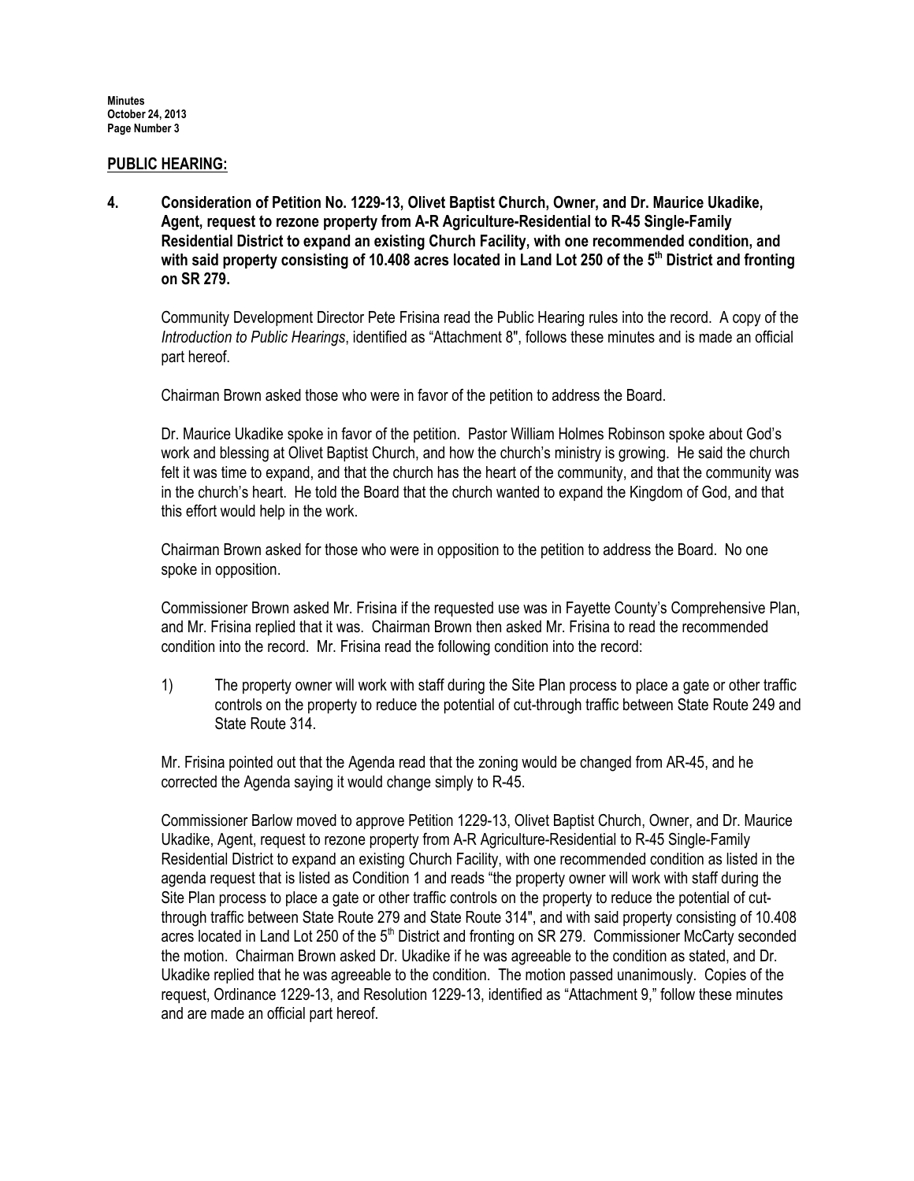## PUBLIC HEARING:

**4. Consideration of Petition No. 1229-13, Olivet Baptist Church, Owner, and Dr. Maurice Ukadike, Agent, request to rezone property from A-R Agriculture-Residential to R-45 Single-Family Residential District to expand an existing Church Facility, with one recommended condition, and with said property consisting of 10.408 acres located in Land Lot 250 of the 5th District and fronting on SR 279.**

Community Development Director Pete Frisina read the Public Hearing rules into the record. A copy of the *Introduction to Public Hearings*, identified as "Attachment 8", follows these minutes and is made an official part hereof.

Chairman Brown asked those who were in favor of the petition to address the Board.

Dr. Maurice Ukadike spoke in favor of the petition. Pastor William Holmes Robinson spoke about God's work and blessing at Olivet Baptist Church, and how the church's ministry is growing. He said the church felt it was time to expand, and that the church has the heart of the community, and that the community was in the church's heart. He told the Board that the church wanted to expand the Kingdom of God, and that this effort would help in the work.

Chairman Brown asked for those who were in opposition to the petition to address the Board. No one spoke in opposition.

Commissioner Brown asked Mr. Frisina if the requested use was in Fayette County's Comprehensive Plan, and Mr. Frisina replied that it was. Chairman Brown then asked Mr. Frisina to read the recommended condition into the record. Mr. Frisina read the following condition into the record:

1) The property owner will work with staff during the Site Plan process to place a gate or other traffic controls on the property to reduce the potential of cut-through traffic between State Route 249 and State Route 314.

Mr. Frisina pointed out that the Agenda read that the zoning would be changed from AR-45, and he corrected the Agenda saying it would change simply to R-45.

Commissioner Barlow moved to approve Petition 1229-13, Olivet Baptist Church, Owner, and Dr. Maurice Ukadike, Agent, request to rezone property from A-R Agriculture-Residential to R-45 Single-Family Residential District to expand an existing Church Facility, with one recommended condition as listed in the agenda request that is listed as Condition 1 and reads "the property owner will work with staff during the Site Plan process to place a gate or other traffic controls on the property to reduce the potential of cut-through traffic between State Route 279 and State Route 314", and with said property consisting of 10.408 acres located in Land Lot 250 of the 5th District and fronting on SR 279. Commissioner McCarty seconded the motion. Chairman Brown asked Dr. Ukadike if he was agreeable to the condition as stated, and Dr. Ukadike replied that he was agreeable to the condition. The motion passed unanimously. Copies of the request, Ordinance 1229-13, and Resolution 1229-13, identified as "Attachment 9," follow these minutes and are made an official part hereof.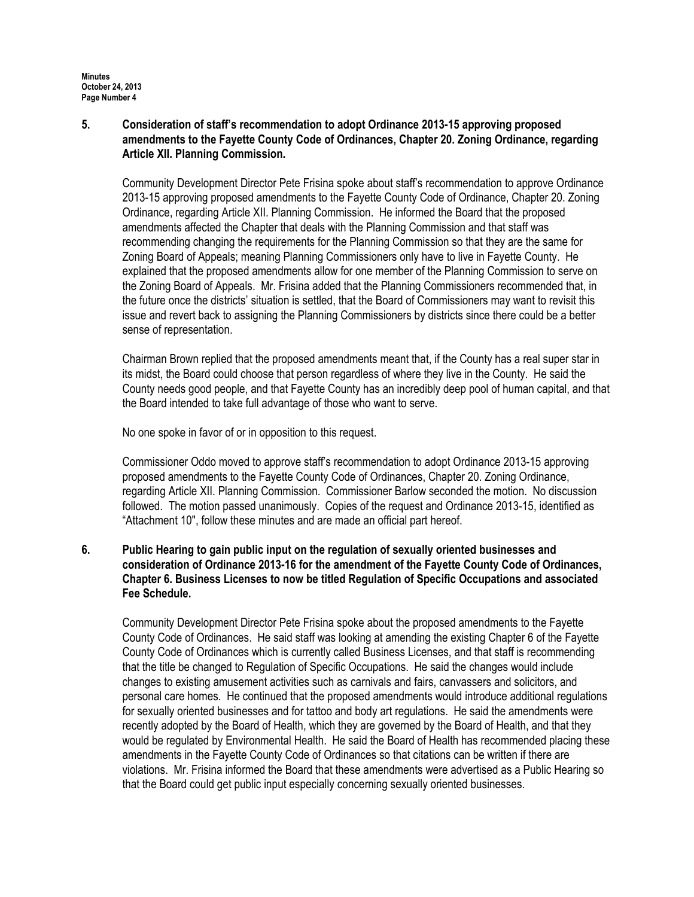**5. Consideration of staff's recommendation to adopt Ordinance 2013-15 approving proposed amendments to the Fayette County Code of Ordinances, Chapter 20. Zoning Ordinance, regarding Article XII. Planning Commission.**

Community Development Director Pete Frisina spoke about staff's recommendation to approve Ordinance 2013-15 approving proposed amendments to the Fayette County Code of Ordinance, Chapter 20. Zoning Ordinance, regarding Article XII. Planning Commission. He informed the Board that the proposed amendments affected the Chapter that deals with the Planning Commission and that staff was recommending changing the requirements for the Planning Commission so that they are the same for Zoning Board of Appeals; meaning Planning Commissioners only have to live in Fayette County. He explained that the proposed amendments allow for one member of the Planning Commission to serve on the Zoning Board of Appeals. Mr. Frisina added that the Planning Commissioners recommended that, in the future once the districts' situation is settled, that the Board of Commissioners may want to revisit this issue and revert back to assigning the Planning Commissioners by districts since there could be a better sense of representation.

Chairman Brown replied that the proposed amendments meant that, if the County has a real super star in its midst, the Board could choose that person regardless of where they live in the County. He said the County needs good people, and that Fayette County has an incredibly deep pool of human capital, and that the Board intended to take full advantage of those who want to serve.

No one spoke in favor of or in opposition to this request.

Commissioner Oddo moved to approve staff's recommendation to adopt Ordinance 2013-15 approving proposed amendments to the Fayette County Code of Ordinances, Chapter 20. Zoning Ordinance, regarding Article XII. Planning Commission. Commissioner Barlow seconded the motion. No discussion followed. The motion passed unanimously. Copies of the request and Ordinance 2013-15, identified as "Attachment 10", follow these minutes and are made an official part hereof.

**6. Public Hearing to gain public input on the regulation of sexually oriented businesses and consideration of Ordinance 2013-16 for the amendment of the Fayette County Code of Ordinances, Chapter 6. Business Licenses to now be titled Regulation of Specific Occupations and associated Fee Schedule.**

Community Development Director Pete Frisina spoke about the proposed amendments to the Fayette County Code of Ordinances. He said staff was looking at amending the existing Chapter 6 of the Fayette County Code of Ordinances which is currently called Business Licenses, and that staff is recommending that the title be changed to Regulation of Specific Occupations. He said the changes would include changes to existing amusement activities such as carnivals and fairs, canvassers and solicitors, and personal care homes. He continued that the proposed amendments would introduce additional regulations for sexually oriented businesses and for tattoo and body art regulations. He said the amendments were recently adopted by the Board of Health, which they are governed by the Board of Health, and that they would be regulated by Environmental Health. He said the Board of Health has recommended placing these amendments in the Fayette County Code of Ordinances so that citations can be written if there are violations. Mr. Frisina informed the Board that these amendments were advertised as a Public Hearing so that the Board could get public input especially concerning sexually oriented businesses.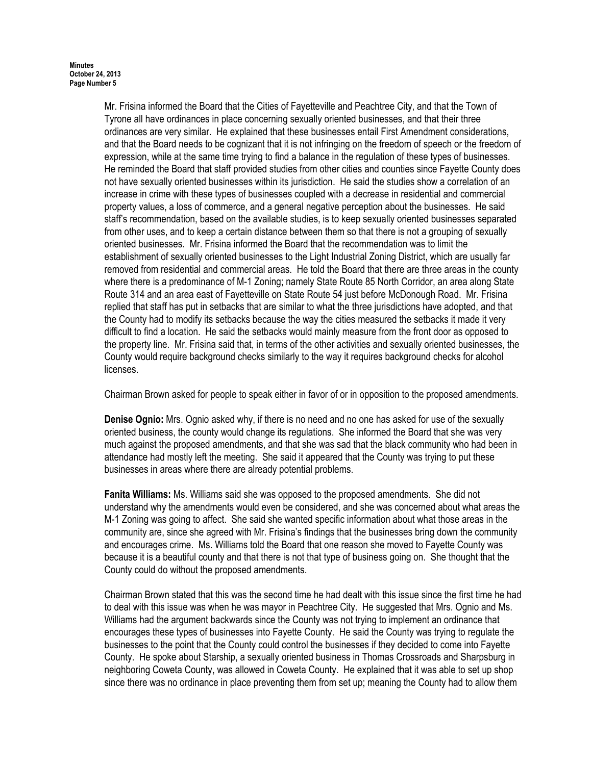Mr. Frisina informed the Board that the Cities of Fayetteville and Peachtree City, and that the Town of Tyrone all have ordinances in place concerning sexually oriented businesses, and that their three ordinances are very similar. He explained that these businesses entail First Amendment considerations, and that the Board needs to be cognizant that it is not infringing on the freedom of speech or the freedom of expression, while at the same time trying to find a balance in the regulation of these types of businesses. He reminded the Board that staff provided studies from other cities and counties since Fayette County does not have sexually oriented businesses within its jurisdiction. He said the studies show a correlation of an increase in crime with these types of businesses coupled with a decrease in residential and commercial property values, a loss of commerce, and a general negative perception about the businesses. He said staff's recommendation, based on the available studies, is to keep sexually oriented businesses separated from other uses, and to keep a certain distance between them so that there is not a grouping of sexually oriented businesses. Mr. Frisina informed the Board that the recommendation was to limit the establishment of sexually oriented businesses to the Light Industrial Zoning District, which are usually far removed from residential and commercial areas. He told the Board that there are three areas in the county where there is a predominance of M-1 Zoning; namely State Route 85 North Corridor, an area along State Route 314 and an area east of Fayetteville on State Route 54 just before McDonough Road. Mr. Frisina replied that staff has put in setbacks that are similar to what the three jurisdictions have adopted, and that the County had to modify its setbacks because the way the cities measured the setbacks it made it very difficult to find a location. He said the setbacks would mainly measure from the front door as opposed to the property line. Mr. Frisina said that, in terms of the other activities and sexually oriented businesses, the County would require background checks similarly to the way it requires background checks for alcohol licenses.

Chairman Brown asked for people to speak either in favor of or in opposition to the proposed amendments.

**Denise Ognio:** Mrs. Ognio asked why, if there is no need and no one has asked for use of the sexually oriented business, the county would change its regulations. She informed the Board that she was very much against the proposed amendments, and that she was sad that the black community who had been in attendance had mostly left the meeting. She said it appeared that the County was trying to put these businesses in areas where there are already potential problems.

**Fanita Williams:** Ms. Williams said she was opposed to the proposed amendments. She did not understand why the amendments would even be considered, and she was concerned about what areas the M-1 Zoning was going to affect. She said she wanted specific information about what those areas in the community are, since she agreed with Mr. Frisina's findings that the businesses bring down the community and encourages crime. Ms. Williams told the Board that one reason she moved to Fayette County was because it is a beautiful county and that there is not that type of business going on. She thought that the County could do without the proposed amendments.

Chairman Brown stated that this was the second time he had dealt with this issue since the first time he had to deal with this issue was when he was mayor in Peachtree City. He suggested that Mrs. Ognio and Ms. Williams had the argument backwards since the County was not trying to implement an ordinance that encourages these types of businesses into Fayette County. He said the County was trying to regulate the businesses to the point that the County could control the businesses if they decided to come into Fayette County. He spoke about Starship, a sexually oriented business in Thomas Crossroads and Sharpsburg in neighboring Coweta County, was allowed in Coweta County. He explained that it was able to set up shop since there was no ordinance in place preventing them from set up; meaning the County had to allow them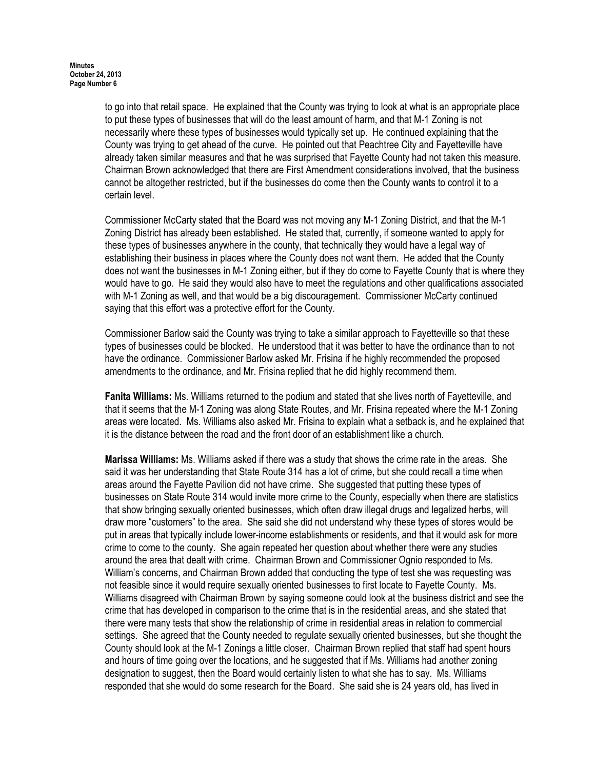to go into that retail space. He explained that the County was trying to look at what is an appropriate place to put these types of businesses that will do the least amount of harm, and that M-1 Zoning is not necessarily where these types of businesses would typically set up. He continued explaining that the County was trying to get ahead of the curve. He pointed out that Peachtree City and Fayetteville have already taken similar measures and that he was surprised that Fayette County had not taken this measure. Chairman Brown acknowledged that there are First Amendment considerations involved, that the business cannot be altogether restricted, but if the businesses do come then the County wants to control it to a certain level.

Commissioner McCarty stated that the Board was not moving any M-1 Zoning District, and that the M-1 Zoning District has already been established. He stated that, currently, if someone wanted to apply for these types of businesses anywhere in the county, that technically they would have a legal way of establishing their business in places where the County does not want them. He added that the County does not want the businesses in M-1 Zoning either, but if they do come to Fayette County that is where they would have to go. He said they would also have to meet the regulations and other qualifications associated with M-1 Zoning as well, and that would be a big discouragement. Commissioner McCarty continued saying that this effort was a protective effort for the County.

Commissioner Barlow said the County was trying to take a similar approach to Fayetteville so that these types of businesses could be blocked. He understood that it was better to have the ordinance than to not have the ordinance. Commissioner Barlow asked Mr. Frisina if he highly recommended the proposed amendments to the ordinance, and Mr. Frisina replied that he did highly recommend them.

**Fanita Williams:** Ms. Williams returned to the podium and stated that she lives north of Fayetteville, and that it seems that the M-1 Zoning was along State Routes, and Mr. Frisina repeated where the M-1 Zoning areas were located. Ms. Williams also asked Mr. Frisina to explain what a setback is, and he explained that it is the distance between the road and the front door of an establishment like a church.

**Marissa Williams:** Ms. Williams asked if there was a study that shows the crime rate in the areas. She said it was her understanding that State Route 314 has a lot of crime, but she could recall a time when areas around the Fayette Pavilion did not have crime. She suggested that putting these types of businesses on State Route 314 would invite more crime to the County, especially when there are statistics that show bringing sexually oriented businesses, which often draw illegal drugs and legalized herbs, will draw more "customers" to the area. She said she did not understand why these types of stores would be put in areas that typically include lower-income establishments or residents, and that it would ask for more crime to come to the county. She again repeated her question about whether there were any studies around the area that dealt with crime. Chairman Brown and Commissioner Ognio responded to Ms. William's concerns, and Chairman Brown added that conducting the type of test she was requesting was not feasible since it would require sexually oriented businesses to first locate to Fayette County. Ms. Williams disagreed with Chairman Brown by saying someone could look at the business district and see the crime that has developed in comparison to the crime that is in the residential areas, and she stated that there were many tests that show the relationship of crime in residential areas in relation to commercial settings. She agreed that the County needed to regulate sexually oriented businesses, but she thought the County should look at the M-1 Zonings a little closer. Chairman Brown replied that staff had spent hours and hours of time going over the locations, and he suggested that if Ms. Williams had another zoning designation to suggest, then the Board would certainly listen to what she has to say. Ms. Williams responded that she would do some research for the Board. She said she is 24 years old, has lived in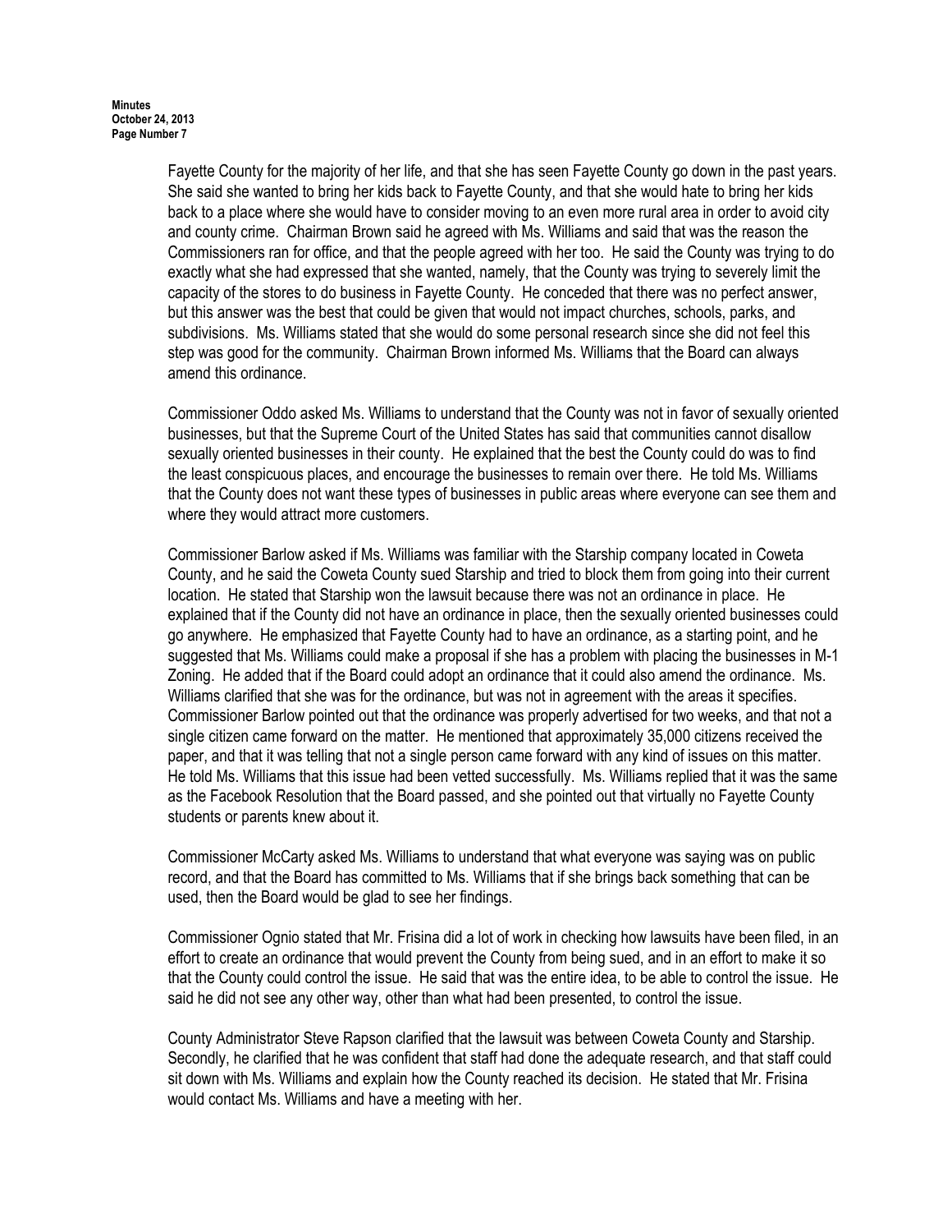Fayette County for the majority of her life, and that she has seen Fayette County go down in the past years. She said she wanted to bring her kids back to Fayette County, and that she would hate to bring her kids back to a place where she would have to consider moving to an even more rural area in order to avoid city and county crime. Chairman Brown said he agreed with Ms. Williams and said that was the reason the Commissioners ran for office, and that the people agreed with her too. He said the County was trying to do exactly what she had expressed that she wanted, namely, that the County was trying to severely limit the capacity of the stores to do business in Fayette County. He conceded that there was no perfect answer, but this answer was the best that could be given that would not impact churches, schools, parks, and subdivisions. Ms. Williams stated that she would do some personal research since she did not feel this step was good for the community. Chairman Brown informed Ms. Williams that the Board can always amend this ordinance.

Commissioner Oddo asked Ms. Williams to understand that the County was not in favor of sexually oriented businesses, but that the Supreme Court of the United States has said that communities cannot disallow sexually oriented businesses in their county. He explained that the best the County could do was to find the least conspicuous places, and encourage the businesses to remain over there. He told Ms. Williams that the County does not want these types of businesses in public areas where everyone can see them and where they would attract more customers.

Commissioner Barlow asked if Ms. Williams was familiar with the Starship company located in Coweta County, and he said the Coweta County sued Starship and tried to block them from going into their current location. He stated that Starship won the lawsuit because there was not an ordinance in place. He explained that if the County did not have an ordinance in place, then the sexually oriented businesses could go anywhere. He emphasized that Fayette County had to have an ordinance, as a starting point, and he suggested that Ms. Williams could make a proposal if she has a problem with placing the businesses in M-1 Zoning. He added that if the Board could adopt an ordinance that it could also amend the ordinance. Ms. Williams clarified that she was for the ordinance, but was not in agreement with the areas it specifies. Commissioner Barlow pointed out that the ordinance was properly advertised for two weeks, and that not a single citizen came forward on the matter. He mentioned that approximately 35,000 citizens received the paper, and that it was telling that not a single person came forward with any kind of issues on this matter. He told Ms. Williams that this issue had been vetted successfully. Ms. Williams replied that it was the same as the Facebook Resolution that the Board passed, and she pointed out that virtually no Fayette County students or parents knew about it.

Commissioner McCarty asked Ms. Williams to understand that what everyone was saying was on public record, and that the Board has committed to Ms. Williams that if she brings back something that can be used, then the Board would be glad to see her findings.

Commissioner Ognio stated that Mr. Frisina did a lot of work in checking how lawsuits have been filed, in an effort to create an ordinance that would prevent the County from being sued, and in an effort to make it so that the County could control the issue. He said that was the entire idea, to be able to control the issue. He said he did not see any other way, other than what had been presented, to control the issue.

County Administrator Steve Rapson clarified that the lawsuit was between Coweta County and Starship. Secondly, he clarified that he was confident that staff had done the adequate research, and that staff could sit down with Ms. Williams and explain how the County reached its decision. He stated that Mr. Frisina would contact Ms. Williams and have a meeting with her.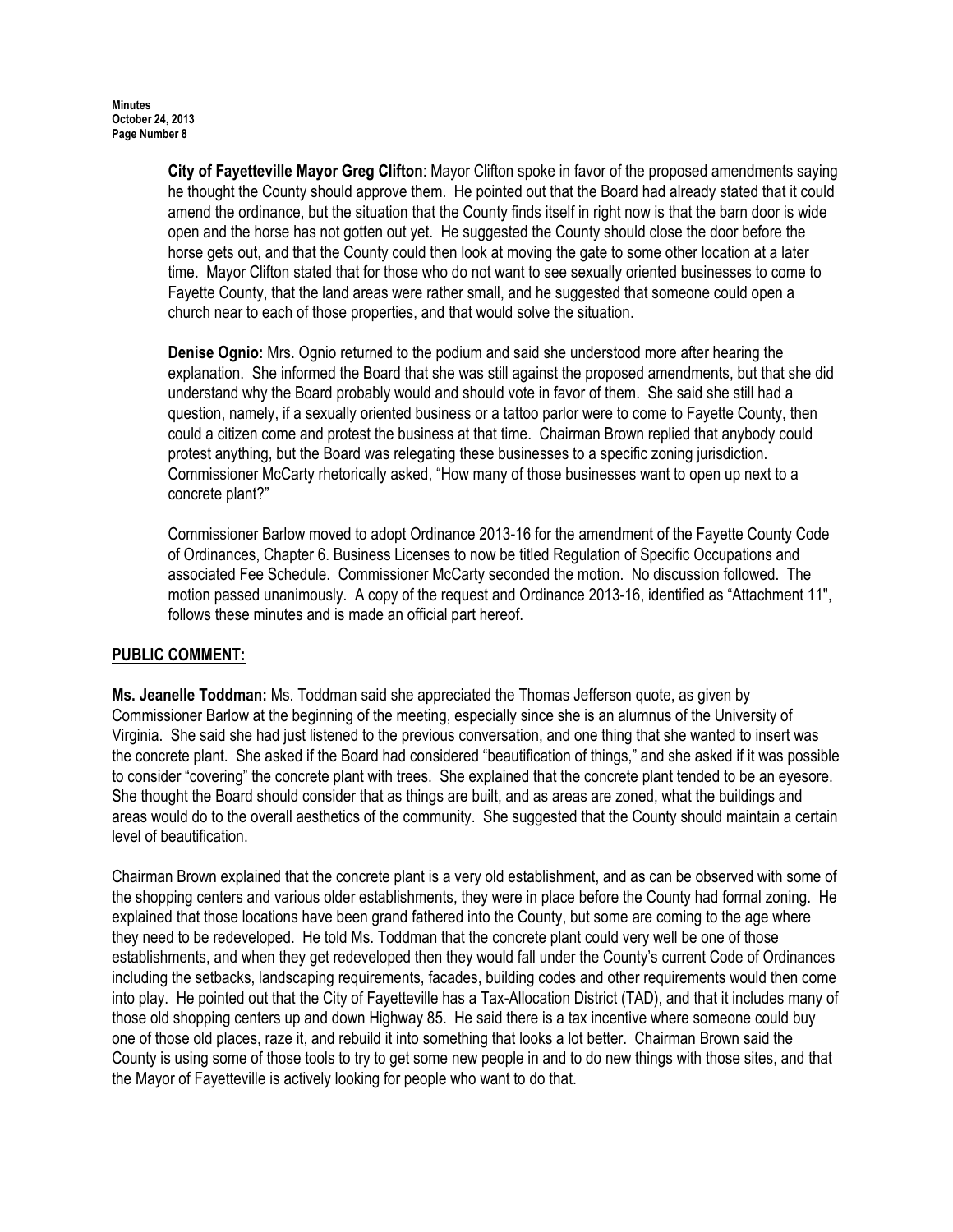**City of Fayetteville Mayor Greg Clifton**: Mayor Clifton spoke in favor of the proposed amendments saying he thought the County should approve them. He pointed out that the Board had already stated that it could amend the ordinance, but the situation that the County finds itself in right now is that the barn door is wide open and the horse has not gotten out yet. He suggested the County should close the door before the horse gets out, and that the County could then look at moving the gate to some other location at a later time. Mayor Clifton stated that for those who do not want to see sexually oriented businesses to come to Fayette County, that the land areas were rather small, and he suggested that someone could open a church near to each of those properties, and that would solve the situation.

**Denise Ognio:** Mrs. Ognio returned to the podium and said she understood more after hearing the explanation. She informed the Board that she was still against the proposed amendments, but that she did understand why the Board probably would and should vote in favor of them. She said she still had a question, namely, if a sexually oriented business or a tattoo parlor were to come to Fayette County, then could a citizen come and protest the business at that time. Chairman Brown replied that anybody could protest anything, but the Board was relegating these businesses to a specific zoning jurisdiction. Commissioner McCarty rhetorically asked, "How many of those businesses want to open up next to a concrete plant?"

Commissioner Barlow moved to adopt Ordinance 2013-16 for the amendment of the Fayette County Code of Ordinances, Chapter 6. Business Licenses to now be titled Regulation of Specific Occupations and associated Fee Schedule. Commissioner McCarty seconded the motion. No discussion followed. The motion passed unanimously. A copy of the request and Ordinance 2013-16, identified as "Attachment 11", follows these minutes and is made an official part hereof.

## PUBLIC COMMENT:

**Ms. Jeanelle Toddman:** Ms. Toddman said she appreciated the Thomas Jefferson quote, as given by Commissioner Barlow at the beginning of the meeting, especially since she is an alumnus of the University of Virginia. She said she had just listened to the previous conversation, and one thing that she wanted to insert was the concrete plant. She asked if the Board had considered "beautification of things," and she asked if it was possible to consider "covering" the concrete plant with trees. She explained that the concrete plant tended to be an eyesore. She thought the Board should consider that as things are built, and as areas are zoned, what the buildings and areas would do to the overall aesthetics of the community. She suggested that the County should maintain a certain level of beautification.

Chairman Brown explained that the concrete plant is a very old establishment, and as can be observed with some of the shopping centers and various older establishments, they were in place before the County had formal zoning. He explained that those locations have been grand fathered into the County, but some are coming to the age where they need to be redeveloped. He told Ms. Toddman that the concrete plant could very well be one of those establishments, and when they get redeveloped then they would fall under the County's current Code of Ordinances including the setbacks, landscaping requirements, facades, building codes and other requirements would then come into play. He pointed out that the City of Fayetteville has a Tax-Allocation District (TAD), and that it includes many of those old shopping centers up and down Highway 85. He said there is a tax incentive where someone could buy one of those old places, raze it, and rebuild it into something that looks a lot better. Chairman Brown said the County is using some of those tools to try to get some new people in and to do new things with those sites, and that the Mayor of Fayetteville is actively looking for people who want to do that.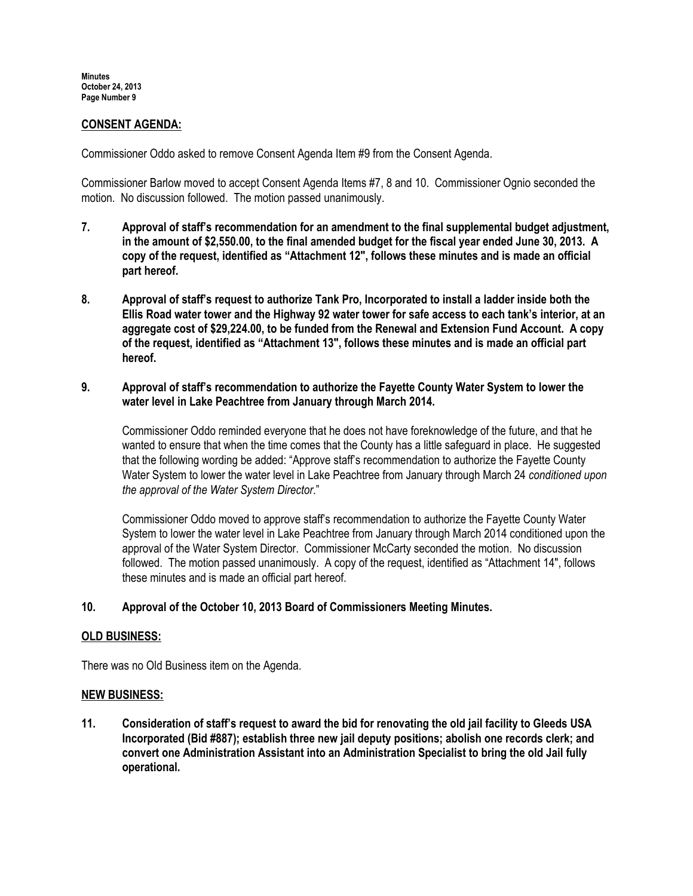## CONSENT AGENDA:

Commissioner Oddo asked to remove Consent Agenda Item #9 from the Consent Agenda.

Commissioner Barlow moved to accept Consent Agenda Items #7, 8 and 10. Commissioner Ognio seconded the motion. No discussion followed. The motion passed unanimously.

**7. Approval of staff's recommendation for an amendment to the final supplemental budget adjustment, in the amount of $2,550.00, to the final amended budget for the fiscal year ended June 30, 2013. A copy of the request, identified as "Attachment 12", follows these minutes and is made an official part hereof.**

**8. Approval of staff's request to authorize Tank Pro, Incorporated to install a ladder inside both the Ellis Road water tower and the Highway 92 water tower for safe access to each tank's interior, at an aggregate cost of $29,224.00, to be funded from the Renewal and Extension Fund Account. A copy of the request, identified as "Attachment 13", follows these minutes and is made an official part hereof.**

**9. Approval of staff's recommendation to authorize the Fayette County Water System to lower the water level in Lake Peachtree from January through March 2014.**

Commissioner Oddo reminded everyone that he does not have foreknowledge of the future, and that he wanted to ensure that when the time comes that the County has a little safeguard in place. He suggested that the following wording be added: "Approve staff's recommendation to authorize the Fayette County Water System to lower the water level in Lake Peachtree from January through March 24 *conditioned upon the approval of the Water System Director*."

Commissioner Oddo moved to approve staff's recommendation to authorize the Fayette County Water System to lower the water level in Lake Peachtree from January through March 2014 conditioned upon the approval of the Water System Director. Commissioner McCarty seconded the motion. No discussion followed. The motion passed unanimously. A copy of the request, identified as "Attachment 14", follows these minutes and is made an official part hereof.

**10. Approval of the October 10, 2013 Board of Commissioners Meeting Minutes.**

## OLD BUSINESS:

There was no Old Business item on the Agenda.

## NEW BUSINESS:

**11. Consideration of staff's request to award the bid for renovating the old jail facility to Gleeds USA Incorporated (Bid #887); establish three new jail deputy positions; abolish one records clerk; and convert one Administration Assistant into an Administration Specialist to bring the old Jail fully operational.**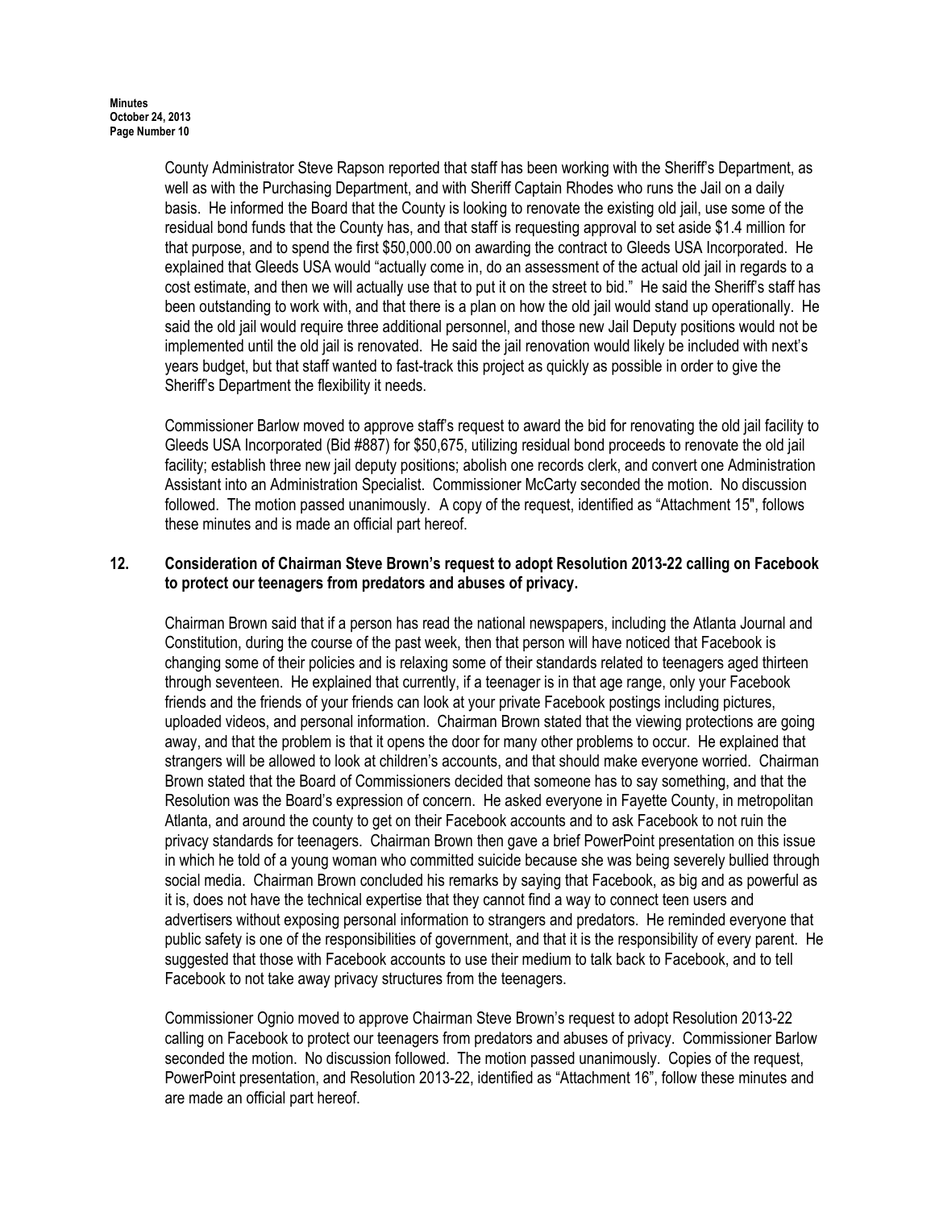County Administrator Steve Rapson reported that staff has been working with the Sheriff's Department, as well as with the Purchasing Department, and with Sheriff Captain Rhodes who runs the Jail on a daily basis. He informed the Board that the County is looking to renovate the existing old jail, use some of the residual bond funds that the County has, and that staff is requesting approval to set aside $1.4 million for that purpose, and to spend the first $50,000.00 on awarding the contract to Gleeds USA Incorporated. He explained that Gleeds USA would "actually come in, do an assessment of the actual old jail in regards to a cost estimate, and then we will actually use that to put it on the street to bid." He said the Sheriff's staff has been outstanding to work with, and that there is a plan on how the old jail would stand up operationally. He said the old jail would require three additional personnel, and those new Jail Deputy positions would not be implemented until the old jail is renovated. He said the jail renovation would likely be included with next's years budget, but that staff wanted to fast-track this project as quickly as possible in order to give the Sheriff's Department the flexibility it needs.

Commissioner Barlow moved to approve staff's request to award the bid for renovating the old jail facility to Gleeds USA Incorporated (Bid #887) for $50,675, utilizing residual bond proceeds to renovate the old jail facility; establish three new jail deputy positions; abolish one records clerk, and convert one Administration Assistant into an Administration Specialist. Commissioner McCarty seconded the motion. No discussion followed. The motion passed unanimously. A copy of the request, identified as "Attachment 15", follows these minutes and is made an official part hereof.

**12. Consideration of Chairman Steve Brown's request to adopt Resolution 2013-22 calling on Facebook to protect our teenagers from predators and abuses of privacy.**

Chairman Brown said that if a person has read the national newspapers, including the Atlanta Journal and Constitution, during the course of the past week, then that person will have noticed that Facebook is changing some of their policies and is relaxing some of their standards related to teenagers aged thirteen through seventeen. He explained that currently, if a teenager is in that age range, only your Facebook friends and the friends of your friends can look at your private Facebook postings including pictures, uploaded videos, and personal information. Chairman Brown stated that the viewing protections are going away, and that the problem is that it opens the door for many other problems to occur. He explained that strangers will be allowed to look at children's accounts, and that should make everyone worried. Chairman Brown stated that the Board of Commissioners decided that someone has to say something, and that the Resolution was the Board's expression of concern. He asked everyone in Fayette County, in metropolitan Atlanta, and around the county to get on their Facebook accounts and to ask Facebook to not ruin the privacy standards for teenagers. Chairman Brown then gave a brief PowerPoint presentation on this issue in which he told of a young woman who committed suicide because she was being severely bullied through social media. Chairman Brown concluded his remarks by saying that Facebook, as big and as powerful as it is, does not have the technical expertise that they cannot find a way to connect teen users and advertisers without exposing personal information to strangers and predators. He reminded everyone that public safety is one of the responsibilities of government, and that it is the responsibility of every parent. He suggested that those with Facebook accounts to use their medium to talk back to Facebook, and to tell Facebook to not take away privacy structures from the teenagers.

Commissioner Ognio moved to approve Chairman Steve Brown's request to adopt Resolution 2013-22 calling on Facebook to protect our teenagers from predators and abuses of privacy. Commissioner Barlow seconded the motion. No discussion followed. The motion passed unanimously. Copies of the request, PowerPoint presentation, and Resolution 2013-22, identified as "Attachment 16", follow these minutes and are made an official part hereof.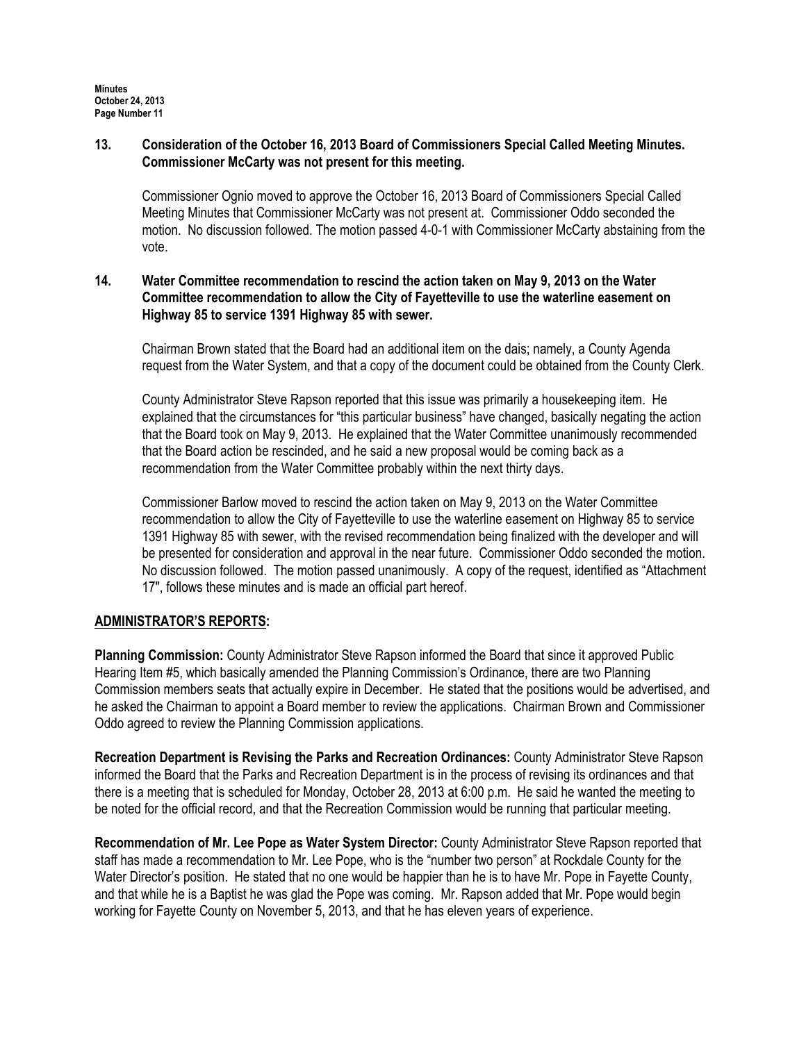**13. Consideration of the October 16, 2013 Board of Commissioners Special Called Meeting Minutes. Commissioner McCarty was not present for this meeting.**

Commissioner Ognio moved to approve the October 16, 2013 Board of Commissioners Special Called Meeting Minutes that Commissioner McCarty was not present at. Commissioner Oddo seconded the motion. No discussion followed. The motion passed 4-0-1 with Commissioner McCarty abstaining from the vote.

**14. Water Committee recommendation to rescind the action taken on May 9, 2013 on the Water Committee recommendation to allow the City of Fayetteville to use the waterline easement on Highway 85 to service 1391 Highway 85 with sewer.**

Chairman Brown stated that the Board had an additional item on the dais; namely, a County Agenda request from the Water System, and that a copy of the document could be obtained from the County Clerk.

County Administrator Steve Rapson reported that this issue was primarily a housekeeping item. He explained that the circumstances for "this particular business" have changed, basically negating the action that the Board took on May 9, 2013. He explained that the Water Committee unanimously recommended that the Board action be rescinded, and he said a new proposal would be coming back as a recommendation from the Water Committee probably within the next thirty days.

Commissioner Barlow moved to rescind the action taken on May 9, 2013 on the Water Committee recommendation to allow the City of Fayetteville to use the waterline easement on Highway 85 to service 1391 Highway 85 with sewer, with the revised recommendation being finalized with the developer and will be presented for consideration and approval in the near future. Commissioner Oddo seconded the motion. No discussion followed. The motion passed unanimously. A copy of the request, identified as "Attachment 17", follows these minutes and is made an official part hereof.

## ADMINISTRATOR'S REPORTS:

**Planning Commission:** County Administrator Steve Rapson informed the Board that since it approved Public Hearing Item #5, which basically amended the Planning Commission's Ordinance, there are two Planning Commission members seats that actually expire in December. He stated that the positions would be advertised, and he asked the Chairman to appoint a Board member to review the applications. Chairman Brown and Commissioner Oddo agreed to review the Planning Commission applications.

**Recreation Department is Revising the Parks and Recreation Ordinances:** County Administrator Steve Rapson informed the Board that the Parks and Recreation Department is in the process of revising its ordinances and that there is a meeting that is scheduled for Monday, October 28, 2013 at 6:00 p.m. He said he wanted the meeting to be noted for the official record, and that the Recreation Commission would be running that particular meeting.

**Recommendation of Mr. Lee Pope as Water System Director:** County Administrator Steve Rapson reported that staff has made a recommendation to Mr. Lee Pope, who is the "number two person" at Rockdale County for the Water Director's position. He stated that no one would be happier than he is to have Mr. Pope in Fayette County, and that while he is a Baptist he was glad the Pope was coming. Mr. Rapson added that Mr. Pope would begin working for Fayette County on November 5, 2013, and that he has eleven years of experience.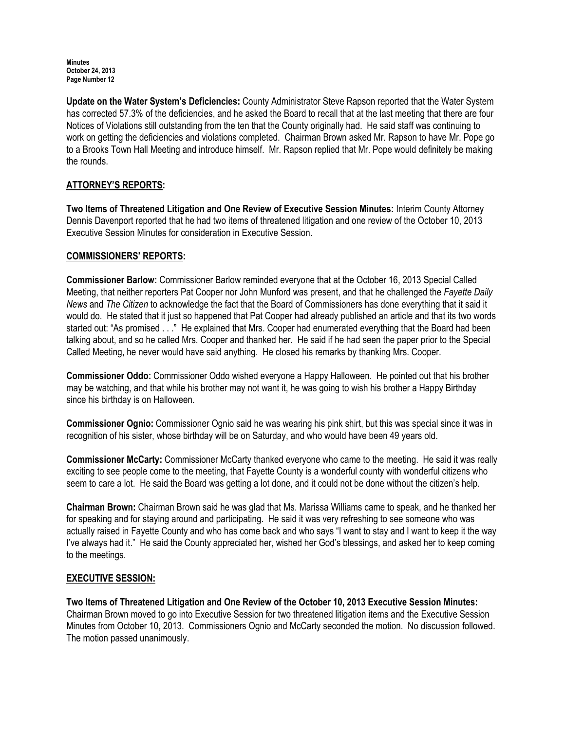**Update on the Water System's Deficiencies:** County Administrator Steve Rapson reported that the Water System has corrected 57.3% of the deficiencies, and he asked the Board to recall that at the last meeting that there are four Notices of Violations still outstanding from the ten that the County originally had. He said staff was continuing to work on getting the deficiencies and violations completed. Chairman Brown asked Mr. Rapson to have Mr. Pope go to a Brooks Town Hall Meeting and introduce himself. Mr. Rapson replied that Mr. Pope would definitely be making the rounds.

## ATTORNEY'S REPORTS:

**Two Items of Threatened Litigation and One Review of Executive Session Minutes:** Interim County Attorney Dennis Davenport reported that he had two items of threatened litigation and one review of the October 10, 2013 Executive Session Minutes for consideration in Executive Session.

## COMMISSIONERS' REPORTS:

**Commissioner Barlow:** Commissioner Barlow reminded everyone that at the October 16, 2013 Special Called Meeting, that neither reporters Pat Cooper nor John Munford was present, and that he challenged the *Fayette Daily News* and *The Citizen* to acknowledge the fact that the Board of Commissioners has done everything that it said it would do. He stated that it just so happened that Pat Cooper had already published an article and that its two words started out: "As promised . . ." He explained that Mrs. Cooper had enumerated everything that the Board had been talking about, and so he called Mrs. Cooper and thanked her. He said if he had seen the paper prior to the Special Called Meeting, he never would have said anything. He closed his remarks by thanking Mrs. Cooper.

**Commissioner Oddo:** Commissioner Oddo wished everyone a Happy Halloween. He pointed out that his brother may be watching, and that while his brother may not want it, he was going to wish his brother a Happy Birthday since his birthday is on Halloween.

**Commissioner Ognio:** Commissioner Ognio said he was wearing his pink shirt, but this was special since it was in recognition of his sister, whose birthday will be on Saturday, and who would have been 49 years old.

**Commissioner McCarty:** Commissioner McCarty thanked everyone who came to the meeting. He said it was really exciting to see people come to the meeting, that Fayette County is a wonderful county with wonderful citizens who seem to care a lot. He said the Board was getting a lot done, and it could not be done without the citizen's help.

**Chairman Brown:** Chairman Brown said he was glad that Ms. Marissa Williams came to speak, and he thanked her for speaking and for staying around and participating. He said it was very refreshing to see someone who was actually raised in Fayette County and who has come back and who says "I want to stay and I want to keep it the way I've always had it." He said the County appreciated her, wished her God's blessings, and asked her to keep coming to the meetings.

## EXECUTIVE SESSION:

**Two Items of Threatened Litigation and One Review of the October 10, 2013 Executive Session Minutes:** Chairman Brown moved to go into Executive Session for two threatened litigation items and the Executive Session Minutes from October 10, 2013. Commissioners Ognio and McCarty seconded the motion. No discussion followed. The motion passed unanimously.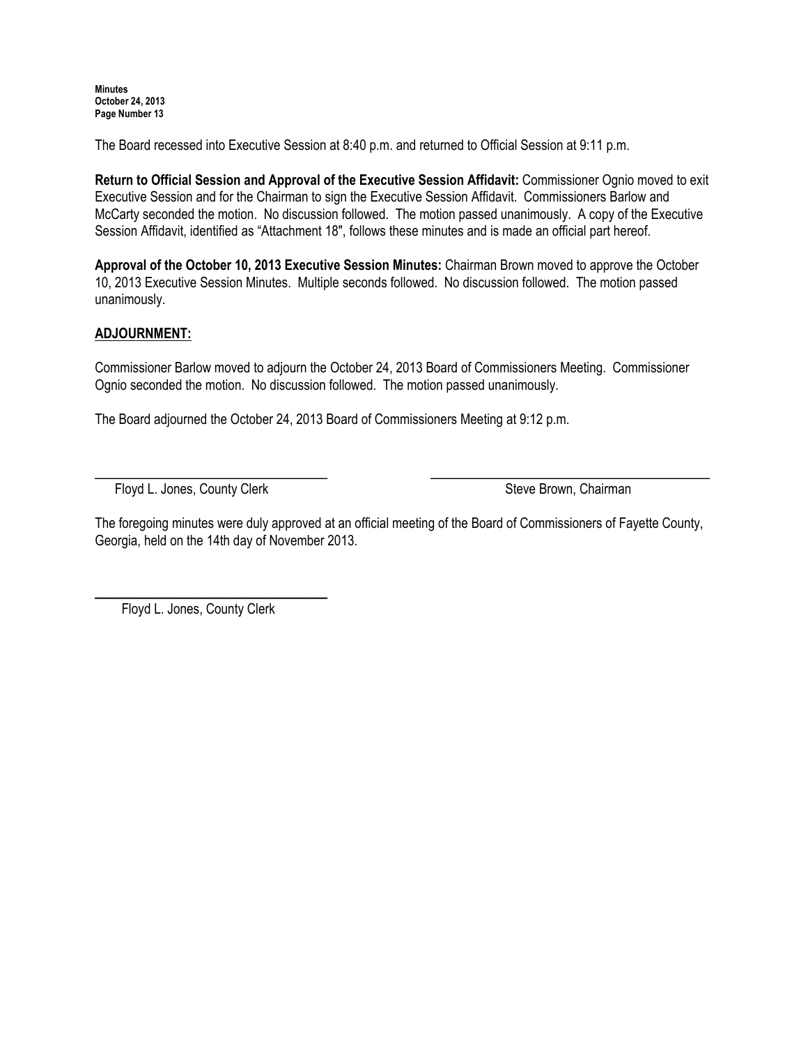The Board recessed into Executive Session at 8:40 p.m. and returned to Official Session at 9:11 p.m.

**Return to Official Session and Approval of the Executive Session Affidavit:** Commissioner Ognio moved to exit Executive Session and for the Chairman to sign the Executive Session Affidavit. Commissioners Barlow and McCarty seconded the motion. No discussion followed. The motion passed unanimously. A copy of the Executive Session Affidavit, identified as "Attachment 18", follows these minutes and is made an official part hereof.

**Approval of the October 10, 2013 Executive Session Minutes:** Chairman Brown moved to approve the October 10, 2013 Executive Session Minutes. Multiple seconds followed. No discussion followed. The motion passed unanimously.

## ADJOURNMENT:

Commissioner Barlow moved to adjourn the October 24, 2013 Board of Commissioners Meeting. Commissioner Ognio seconded the motion. No discussion followed. The motion passed unanimously.

The Board adjourned the October 24, 2013 Board of Commissioners Meeting at 9:12 p.m.

___________________________________ ___________________________________

Floyd L. Jones, County Clerk Steve Brown, Chairman

The foregoing minutes were duly approved at an official meeting of the Board of Commissioners of Fayette County, Georgia, held on the 14th day of November 2013.

___________________________________

Floyd L. Jones, County Clerk